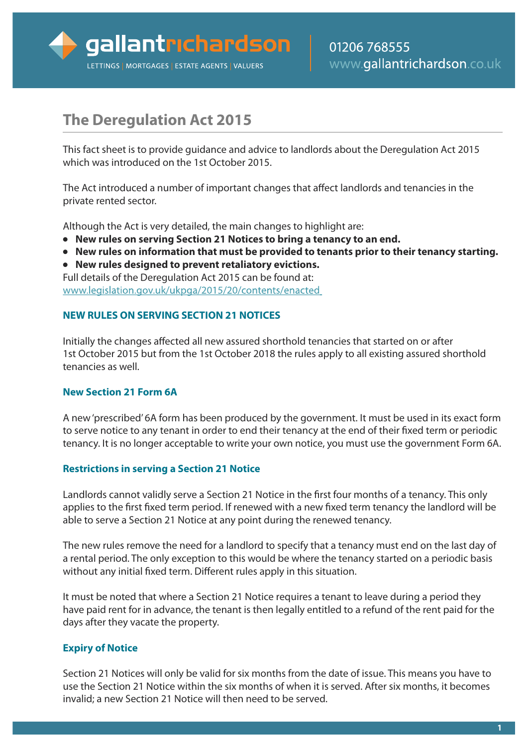gallantrichardson

LETTINGS | MORTGAGES | ESTATE AGENTS | VALUERS

01206 768555
www.gallantrichardson.co.uk

# The Deregulation Act 2015

This fact sheet is to provide guidance and advice to landlords about the Deregulation Act 2015 which was introduced on the 1st October 2015.

The Act introduced a number of important changes that affect landlords and tenancies in the private rented sector.

Although the Act is very detailed, the main changes to highlight are:

- **New rules on serving Section 21 Notices to bring a tenancy to an end.**
- **New rules on information that must be provided to tenants prior to their tenancy starting.**
- **New rules designed to prevent retaliatory evictions.**

Full details of the Deregulation Act 2015 can be found at:
www.legislation.gov.uk/ukpga/2015/20/contents/enacted

## NEW RULES ON SERVING SECTION 21 NOTICES

Initially the changes affected all new assured shorthold tenancies that started on or after 1st October 2015 but from the 1st October 2018 the rules apply to all existing assured shorthold tenancies as well.

### New Section 21 Form 6A

A new 'prescribed' 6A form has been produced by the government. It must be used in its exact form to serve notice to any tenant in order to end their tenancy at the end of their fixed term or periodic tenancy. It is no longer acceptable to write your own notice, you must use the government Form 6A.

### Restrictions in serving a Section 21 Notice

Landlords cannot validly serve a Section 21 Notice in the first four months of a tenancy. This only applies to the first fixed term period. If renewed with a new fixed term tenancy the landlord will be able to serve a Section 21 Notice at any point during the renewed tenancy.

The new rules remove the need for a landlord to specify that a tenancy must end on the last day of a rental period. The only exception to this would be where the tenancy started on a periodic basis without any initial fixed term. Different rules apply in this situation.

It must be noted that where a Section 21 Notice requires a tenant to leave during a period they have paid rent for in advance, the tenant is then legally entitled to a refund of the rent paid for the days after they vacate the property.

### Expiry of Notice

Section 21 Notices will only be valid for six months from the date of issue. This means you have to use the Section 21 Notice within the six months of when it is served. After six months, it becomes invalid; a new Section 21 Notice will then need to be served.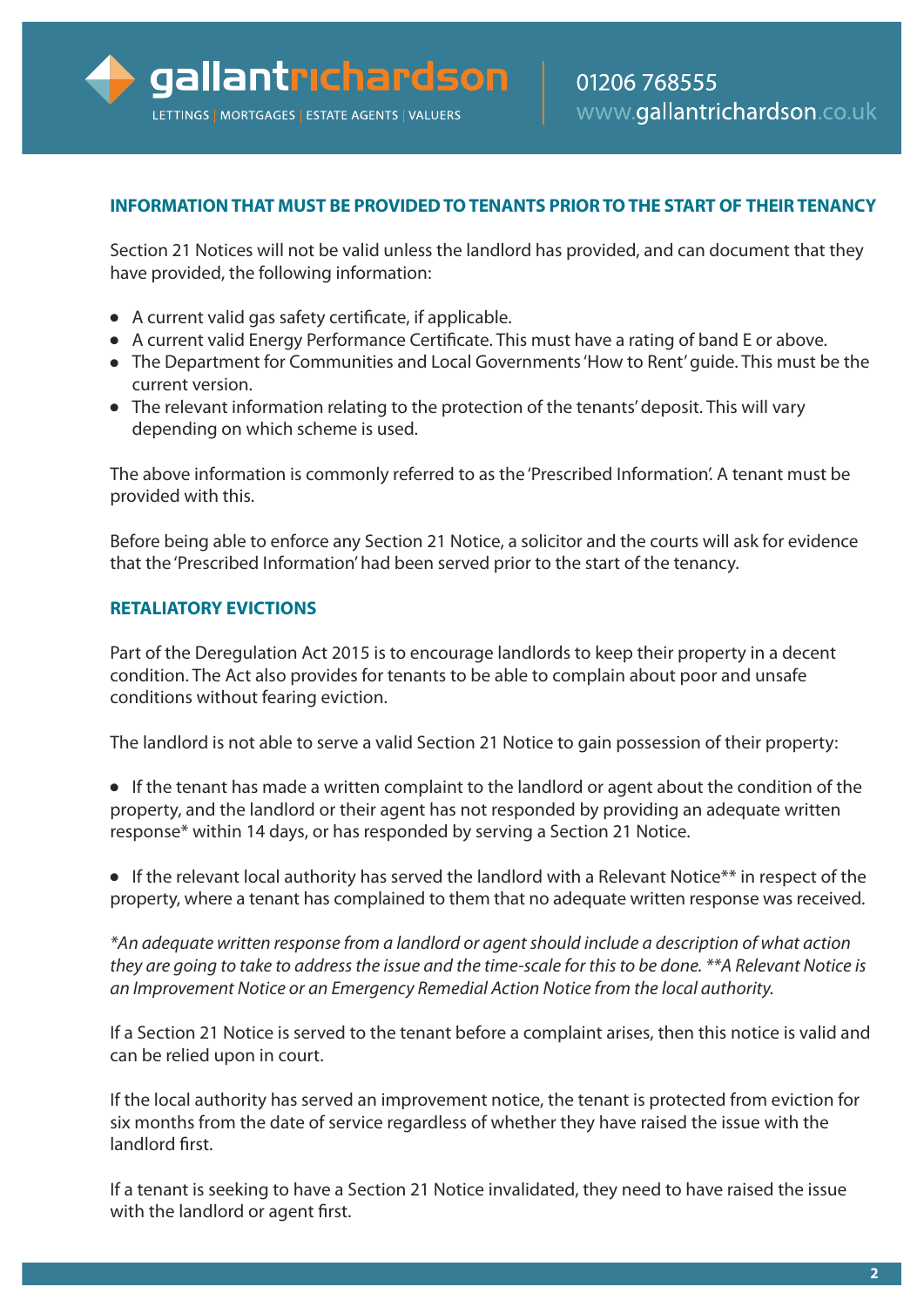## INFORMATION THAT MUST BE PROVIDED TO TENANTS PRIOR TO THE START OF THEIR TENANCY

Section 21 Notices will not be valid unless the landlord has provided, and can document that they have provided, the following information:

- A current valid gas safety certificate, if applicable.
- A current valid Energy Performance Certificate. This must have a rating of band E or above.
- The Department for Communities and Local Governments 'How to Rent' guide. This must be the current version.
- The relevant information relating to the protection of the tenants' deposit. This will vary depending on which scheme is used.

The above information is commonly referred to as the 'Prescribed Information'. A tenant must be provided with this.

Before being able to enforce any Section 21 Notice, a solicitor and the courts will ask for evidence that the 'Prescribed Information' had been served prior to the start of the tenancy.

## RETALIATORY EVICTIONS

Part of the Deregulation Act 2015 is to encourage landlords to keep their property in a decent condition. The Act also provides for tenants to be able to complain about poor and unsafe conditions without fearing eviction.

The landlord is not able to serve a valid Section 21 Notice to gain possession of their property:

- If the tenant has made a written complaint to the landlord or agent about the condition of the property, and the landlord or their agent has not responded by providing an adequate written response* within 14 days, or has responded by serving a Section 21 Notice.

- If the relevant local authority has served the landlord with a Relevant Notice** in respect of the property, where a tenant has complained to them that no adequate written response was received.

*\*An adequate written response from a landlord or agent should include a description of what action they are going to take to address the issue and the time-scale for this to be done. \*\*A Relevant Notice is an Improvement Notice or an Emergency Remedial Action Notice from the local authority.*

If a Section 21 Notice is served to the tenant before a complaint arises, then this notice is valid and can be relied upon in court.

If the local authority has served an improvement notice, the tenant is protected from eviction for six months from the date of service regardless of whether they have raised the issue with the landlord first.

If a tenant is seeking to have a Section 21 Notice invalidated, they need to have raised the issue with the landlord or agent first.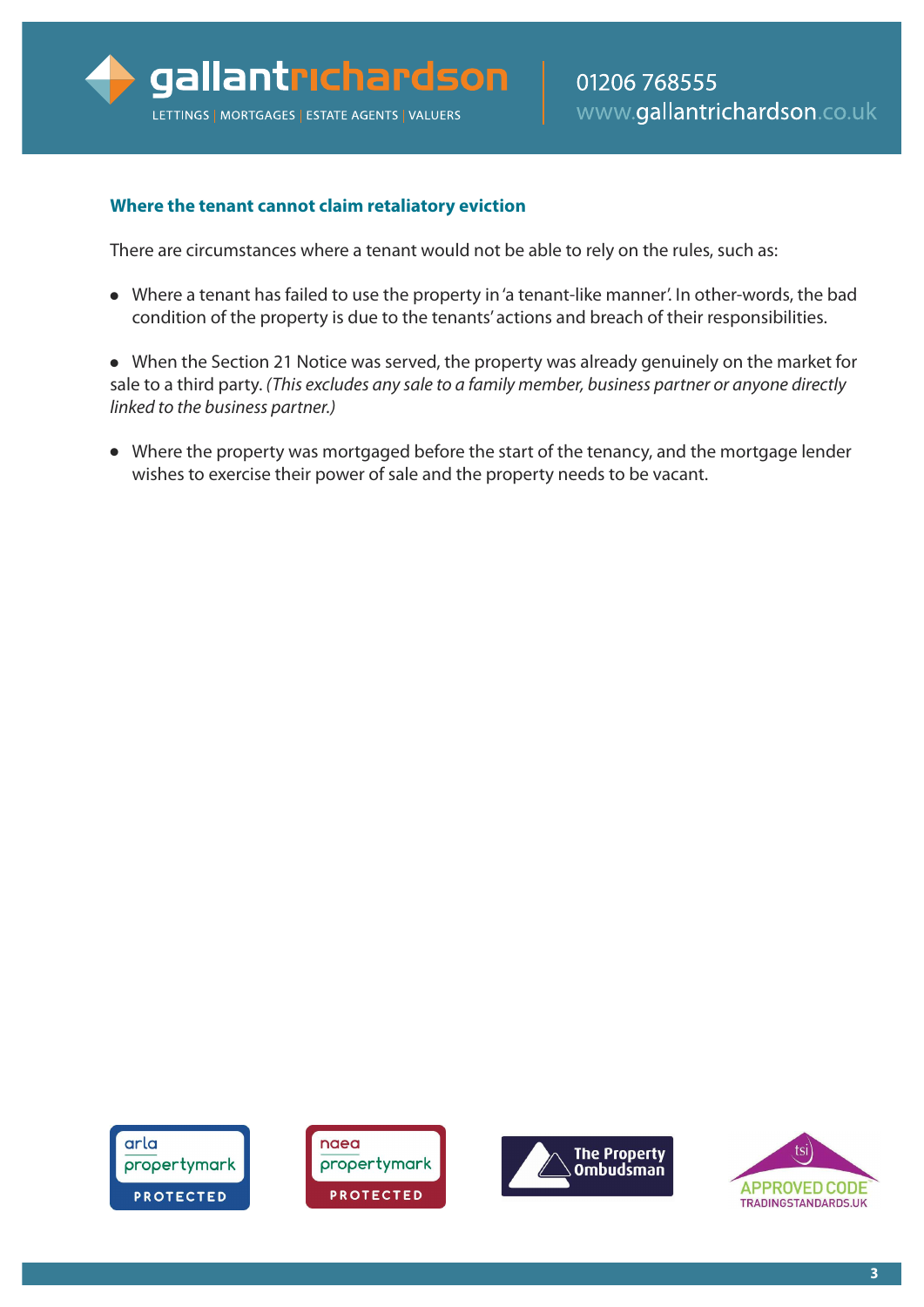## Where the tenant cannot claim retaliatory eviction

There are circumstances where a tenant would not be able to rely on the rules, such as:

- Where a tenant has failed to use the property in 'a tenant-like manner'. In other-words, the bad condition of the property is due to the tenants' actions and breach of their responsibilities.

- When the Section 21 Notice was served, the property was already genuinely on the market for sale to a third party. *(This excludes any sale to a family member, business partner or anyone directly linked to the business partner.)*

- Where the property was mortgaged before the start of the tenancy, and the mortgage lender wishes to exercise their power of sale and the property needs to be vacant.